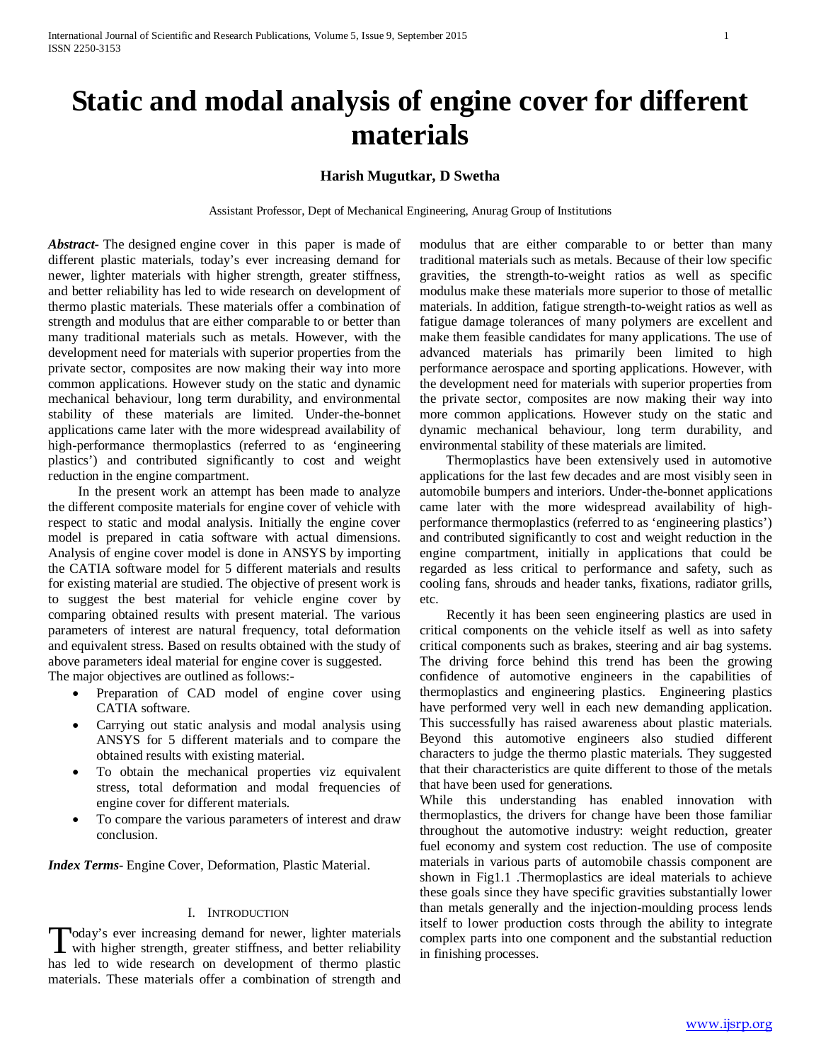# Static and modal analysis of engine cover for different materials

**Harish Mugutkar, D Swetha**

Assistant Professor, Dept of Mechanical Engineering, Anurag Group of Institutions

***Abstract***- The designed engine cover in this paper is made of different plastic materials, today's ever increasing demand for newer, lighter materials with higher strength, greater stiffness, and better reliability has led to wide research on development of thermo plastic materials. These materials offer a combination of strength and modulus that are either comparable to or better than many traditional materials such as metals. However, with the development need for materials with superior properties from the private sector, composites are now making their way into more common applications. However study on the static and dynamic mechanical behaviour, long term durability, and environmental stability of these materials are limited. Under-the-bonnet applications came later with the more widespread availability of high-performance thermoplastics (referred to as 'engineering plastics') and contributed significantly to cost and weight reduction in the engine compartment.

In the present work an attempt has been made to analyze the different composite materials for engine cover of vehicle with respect to static and modal analysis. Initially the engine cover model is prepared in catia software with actual dimensions. Analysis of engine cover model is done in ANSYS by importing the CATIA software model for 5 different materials and results for existing material are studied. The objective of present work is to suggest the best material for vehicle engine cover by comparing obtained results with present material. The various parameters of interest are natural frequency, total deformation and equivalent stress. Based on results obtained with the study of above parameters ideal material for engine cover is suggested.

The major objectives are outlined as follows:-

- Preparation of CAD model of engine cover using CATIA software.
- Carrying out static analysis and modal analysis using ANSYS for 5 different materials and to compare the obtained results with existing material.
- To obtain the mechanical properties viz equivalent stress, total deformation and modal frequencies of engine cover for different materials.
- To compare the various parameters of interest and draw conclusion.

***Index Terms***- Engine Cover, Deformation, Plastic Material.

## I. Introduction

Today's ever increasing demand for newer, lighter materials with higher strength, greater stiffness, and better reliability has led to wide research on development of thermo plastic materials. These materials offer a combination of strength and modulus that are either comparable to or better than many traditional materials such as metals. Because of their low specific gravities, the strength-to-weight ratios as well as specific modulus make these materials more superior to those of metallic materials. In addition, fatigue strength-to-weight ratios as well as fatigue damage tolerances of many polymers are excellent and make them feasible candidates for many applications. The use of advanced materials has primarily been limited to high performance aerospace and sporting applications. However, with the development need for materials with superior properties from the private sector, composites are now making their way into more common applications. However study on the static and dynamic mechanical behaviour, long term durability, and environmental stability of these materials are limited.

Thermoplastics have been extensively used in automotive applications for the last few decades and are most visibly seen in automobile bumpers and interiors. Under-the-bonnet applications came later with the more widespread availability of high-performance thermoplastics (referred to as 'engineering plastics') and contributed significantly to cost and weight reduction in the engine compartment, initially in applications that could be regarded as less critical to performance and safety, such as cooling fans, shrouds and header tanks, fixations, radiator grills, etc.

Recently it has been seen engineering plastics are used in critical components on the vehicle itself as well as into safety critical components such as brakes, steering and air bag systems. The driving force behind this trend has been the growing confidence of automotive engineers in the capabilities of thermoplastics and engineering plastics. Engineering plastics have performed very well in each new demanding application. This successfully has raised awareness about plastic materials. Beyond this automotive engineers also studied different characters to judge the thermo plastic materials. They suggested that their characteristics are quite different to those of the metals that have been used for generations.

While this understanding has enabled innovation with thermoplastics, the drivers for change have been those familiar throughout the automotive industry: weight reduction, greater fuel economy and system cost reduction. The use of composite materials in various parts of automobile chassis component are shown in Fig1.1 .Thermoplastics are ideal materials to achieve these goals since they have specific gravities substantially lower than metals generally and the injection-moulding process lends itself to lower production costs through the ability to integrate complex parts into one component and the substantial reduction in finishing processes.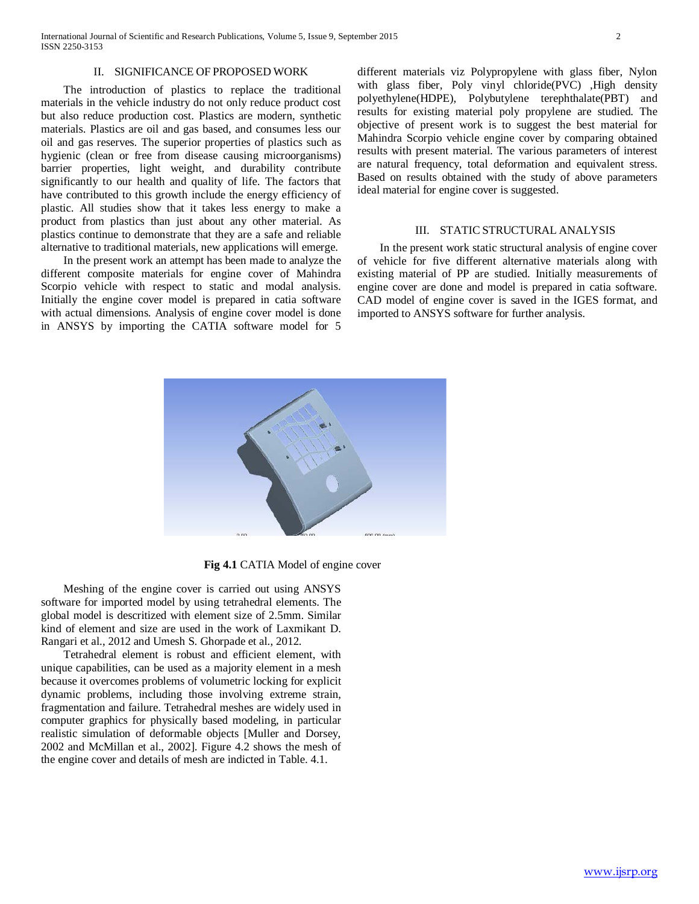## II. SIGNIFICANCE OF PROPOSED WORK

The introduction of plastics to replace the traditional materials in the vehicle industry do not only reduce product cost but also reduce production cost. Plastics are modern, synthetic materials. Plastics are oil and gas based, and consumes less our oil and gas reserves. The superior properties of plastics such as hygienic (clean or free from disease causing microorganisms) barrier properties, light weight, and durability contribute significantly to our health and quality of life. The factors that have contributed to this growth include the energy efficiency of plastic. All studies show that it takes less energy to make a product from plastics than just about any other material. As plastics continue to demonstrate that they are a safe and reliable alternative to traditional materials, new applications will emerge.

In the present work an attempt has been made to analyze the different composite materials for engine cover of Mahindra Scorpio vehicle with respect to static and modal analysis. Initially the engine cover model is prepared in catia software with actual dimensions. Analysis of engine cover model is done in ANSYS by importing the CATIA software model for 5 different materials viz Polypropylene with glass fiber, Nylon with glass fiber, Poly vinyl chloride(PVC) ,High density polyethylene(HDPE), Polybutylene terephthalate(PBT) and results for existing material poly propylene are studied. The objective of present work is to suggest the best material for Mahindra Scorpio vehicle engine cover by comparing obtained results with present material. The various parameters of interest are natural frequency, total deformation and equivalent stress. Based on results obtained with the study of above parameters ideal material for engine cover is suggested.

## III. STATIC STRUCTURAL ANALYSIS

In the present work static structural analysis of engine cover of vehicle for five different alternative materials along with existing material of PP are studied. Initially measurements of engine cover are done and model is prepared in catia software. CAD model of engine cover is saved in the IGES format, and imported to ANSYS software for further analysis.

**Fig 4.1** CATIA Model of engine cover

Meshing of the engine cover is carried out using ANSYS software for imported model by using tetrahedral elements. The global model is descritized with element size of 2.5mm. Similar kind of element and size are used in the work of Laxmikant D. Rangari et al., 2012 and Umesh S. Ghorpade et al., 2012.

Tetrahedral element is robust and efficient element, with unique capabilities, can be used as a majority element in a mesh because it overcomes problems of volumetric locking for explicit dynamic problems, including those involving extreme strain, fragmentation and failure. Tetrahedral meshes are widely used in computer graphics for physically based modeling, in particular realistic simulation of deformable objects [Muller and Dorsey, 2002 and McMillan et al., 2002]. Figure 4.2 shows the mesh of the engine cover and details of mesh are indicted in Table. 4.1.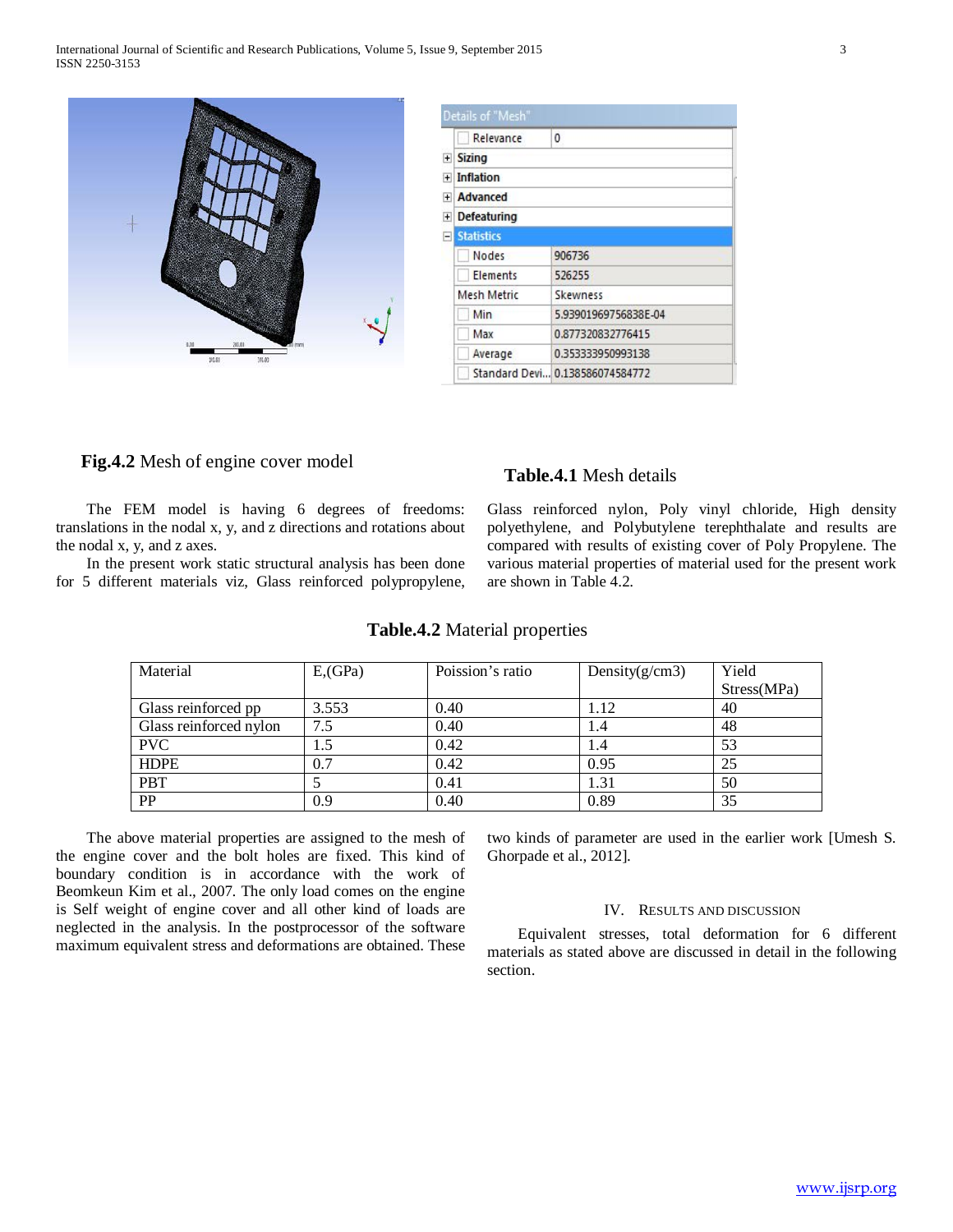| Details of "Mesh" | |
|---|---|
| Relevance | 0 |
| Sizing | |
| Inflation | |
| Advanced | |
| Defeaturing | |
| Statistics | |
| Nodes | 906736 |
| Elements | 526255 |
| Mesh Metric | Skewness |
| Min | 5.93901969756838E-04 |
| Max | 0.877320832776415 |
| Average | 0.353333950993138 |
| Standard Devi... | 0.138586074584772 |

**Fig.4.2** Mesh of engine cover model

**Table.4.1** Mesh details

The FEM model is having 6 degrees of freedoms: translations in the nodal x, y, and z directions and rotations about the nodal x, y, and z axes.

In the present work static structural analysis has been done for 5 different materials viz, Glass reinforced polypropylene, Glass reinforced nylon, Poly vinyl chloride, High density polyethylene, and Polybutylene terephthalate and results are compared with results of existing cover of Poly Propylene. The various material properties of material used for the present work are shown in Table 4.2.

**Table.4.2** Material properties

| Material | E,(GPa) | Poission's ratio | Density(g/cm3) | Yield Stress(MPa) |
|---|---|---|---|---|
| Glass reinforced pp | 3.553 | 0.40 | 1.12 | 40 |
| Glass reinforced nylon | 7.5 | 0.40 | 1.4 | 48 |
| PVC | 1.5 | 0.42 | 1.4 | 53 |
| HDPE | 0.7 | 0.42 | 0.95 | 25 |
| PBT | 5 | 0.41 | 1.31 | 50 |
| PP | 0.9 | 0.40 | 0.89 | 35 |

The above material properties are assigned to the mesh of the engine cover and the bolt holes are fixed. This kind of boundary condition is in accordance with the work of Beomkeun Kim et al., 2007. The only load comes on the engine is Self weight of engine cover and all other kind of loads are neglected in the analysis. In the postprocessor of the software maximum equivalent stress and deformations are obtained. These two kinds of parameter are used in the earlier work [Umesh S. Ghorpade et al., 2012].

## IV. Results and Discussion

Equivalent stresses, total deformation for 6 different materials as stated above are discussed in detail in the following section.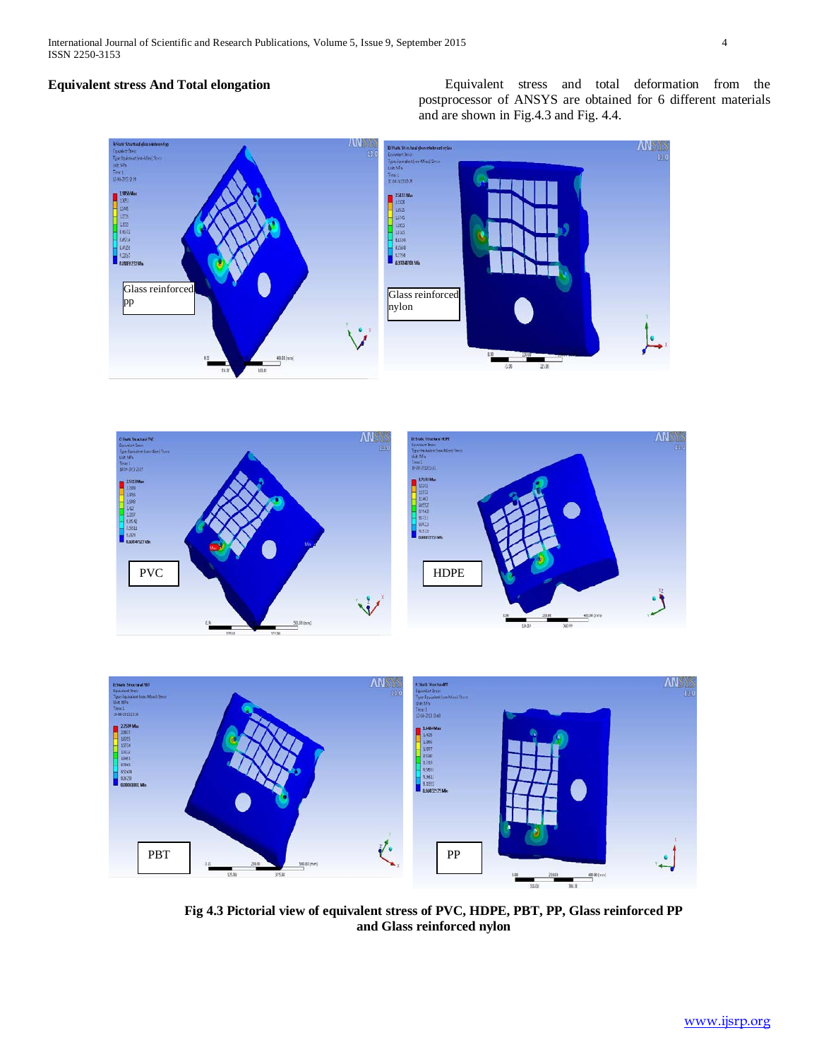**Equivalent stress And Total elongation**

Equivalent stress and total deformation from the postprocessor of ANSYS are obtained for 6 different materials and are shown in Fig.4.3 and Fig. 4.4.

**Fig 4.3 Pictorial view of equivalent stress of PVC, HDPE, PBT, PP, Glass reinforced PP and Glass reinforced nylon**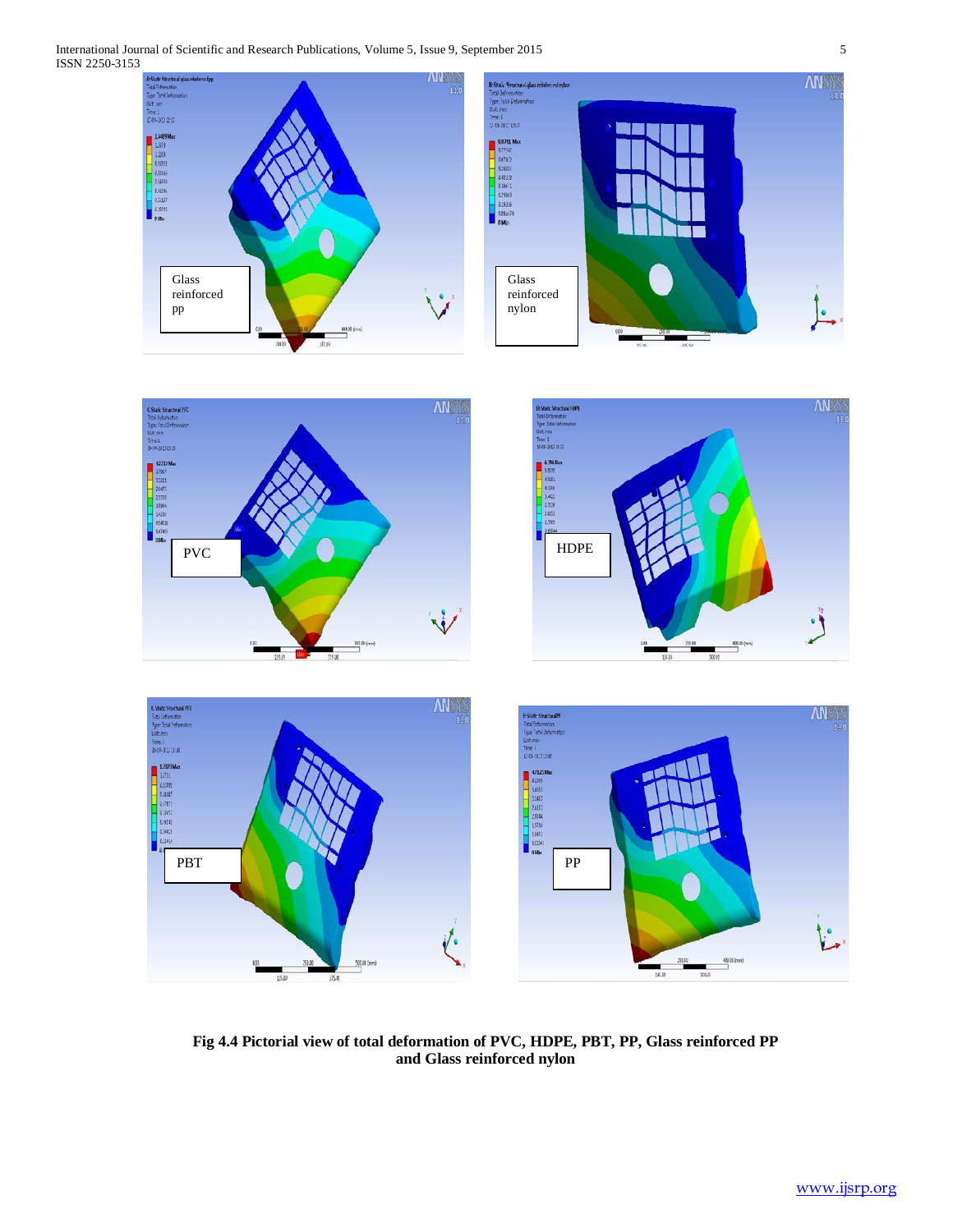**Fig 4.4 Pictorial view of total deformation of PVC, HDPE, PBT, PP, Glass reinforced PP and Glass reinforced nylon**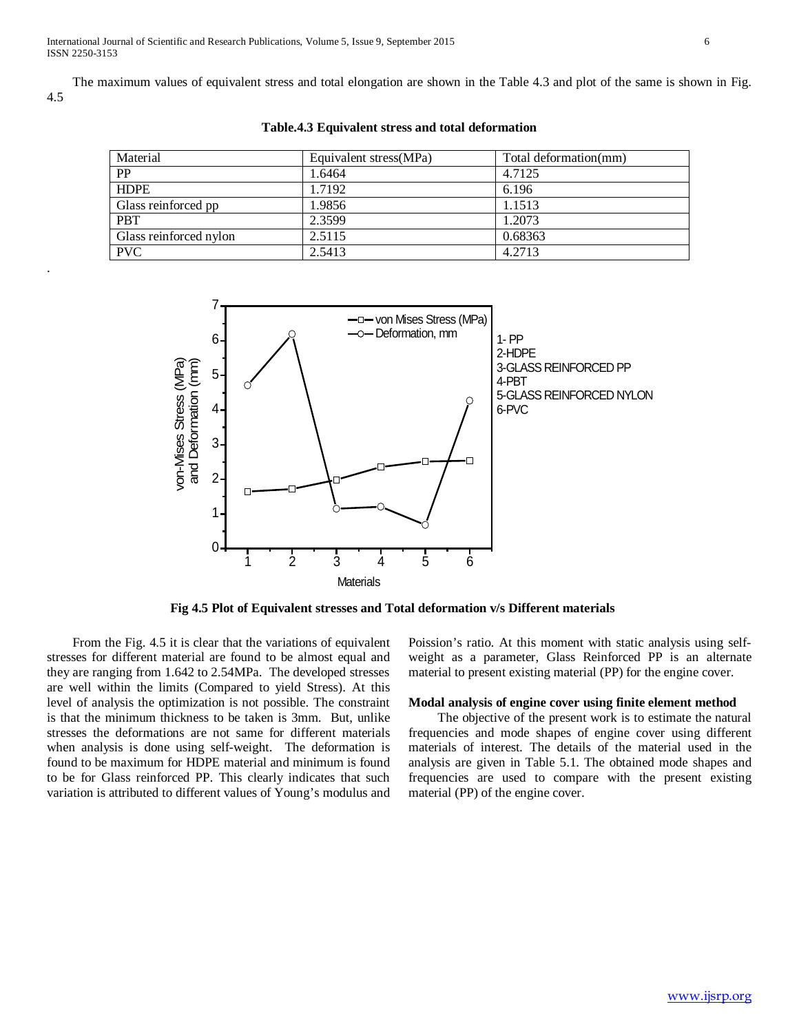The maximum values of equivalent stress and total elongation are shown in the Table 4.3 and plot of the same is shown in Fig. 4.5

**Table.4.3 Equivalent stress and total deformation**

| Material | Equivalent stress(MPa) | Total deformation(mm) |
|---|---|---|
| PP | 1.6464 | 4.7125 |
| HDPE | 1.7192 | 6.196 |
| Glass reinforced pp | 1.9856 | 1.1513 |
| PBT | 2.3599 | 1.2073 |
| Glass reinforced nylon | 2.5115 | 0.68363 |
| PVC | 2.5413 | 4.2713 |

**Fig 4.5 Plot of Equivalent stresses and Total deformation v/s Different materials**

From the Fig. 4.5 it is clear that the variations of equivalent stresses for different material are found to be almost equal and they are ranging from 1.642 to 2.54MPa. The developed stresses are well within the limits (Compared to yield Stress). At this level of analysis the optimization is not possible. The constraint is that the minimum thickness to be taken is 3mm. But, unlike stresses the deformations are not same for different materials when analysis is done using self-weight. The deformation is found to be maximum for HDPE material and minimum is found to be for Glass reinforced PP. This clearly indicates that such variation is attributed to different values of Young's modulus and Poission's ratio. At this moment with static analysis using self-weight as a parameter, Glass Reinforced PP is an alternate material to present existing material (PP) for the engine cover.

**Modal analysis of engine cover using finite element method**

The objective of the present work is to estimate the natural frequencies and mode shapes of engine cover using different materials of interest. The details of the material used in the analysis are given in Table 5.1. The obtained mode shapes and frequencies are used to compare with the present existing material (PP) of the engine cover.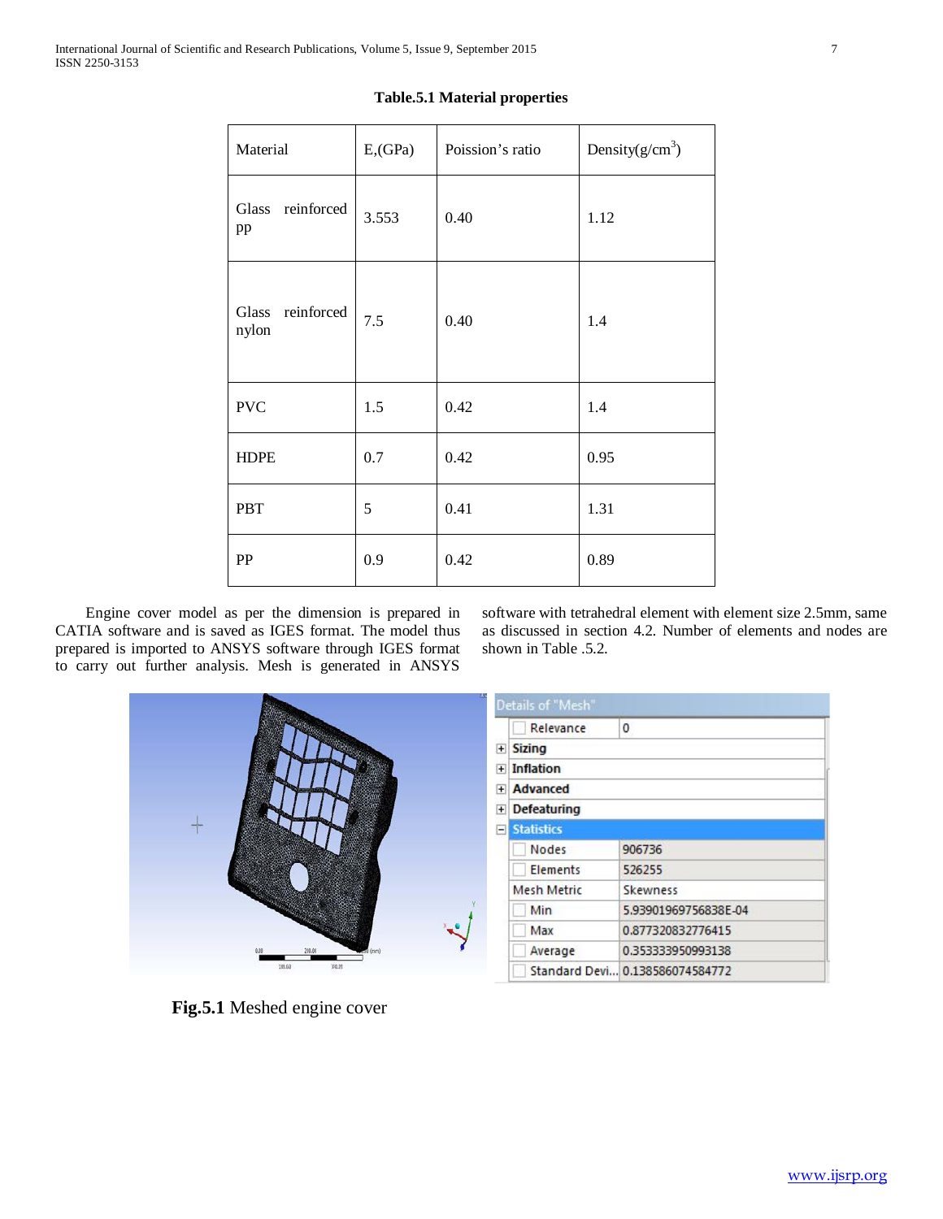**Table.5.1 Material properties**

| Material | E,(GPa) | Poission's ratio | Density(g/cm$^3$) |
|---|---|---|---|
| Glass reinforced pp | 3.553 | 0.40 | 1.12 |
| Glass reinforced nylon | 7.5 | 0.40 | 1.4 |
| PVC | 1.5 | 0.42 | 1.4 |
| HDPE | 0.7 | 0.42 | 0.95 |
| PBT | 5 | 0.41 | 1.31 |
| PP | 0.9 | 0.42 | 0.89 |

Engine cover model as per the dimension is prepared in CATIA software and is saved as IGES format. The model thus prepared is imported to ANSYS software through IGES format to carry out further analysis. Mesh is generated in ANSYS software with tetrahedral element with element size 2.5mm, same as discussed in section 4.2. Number of elements and nodes are shown in Table .5.2.

**Fig.5.1** Meshed engine cover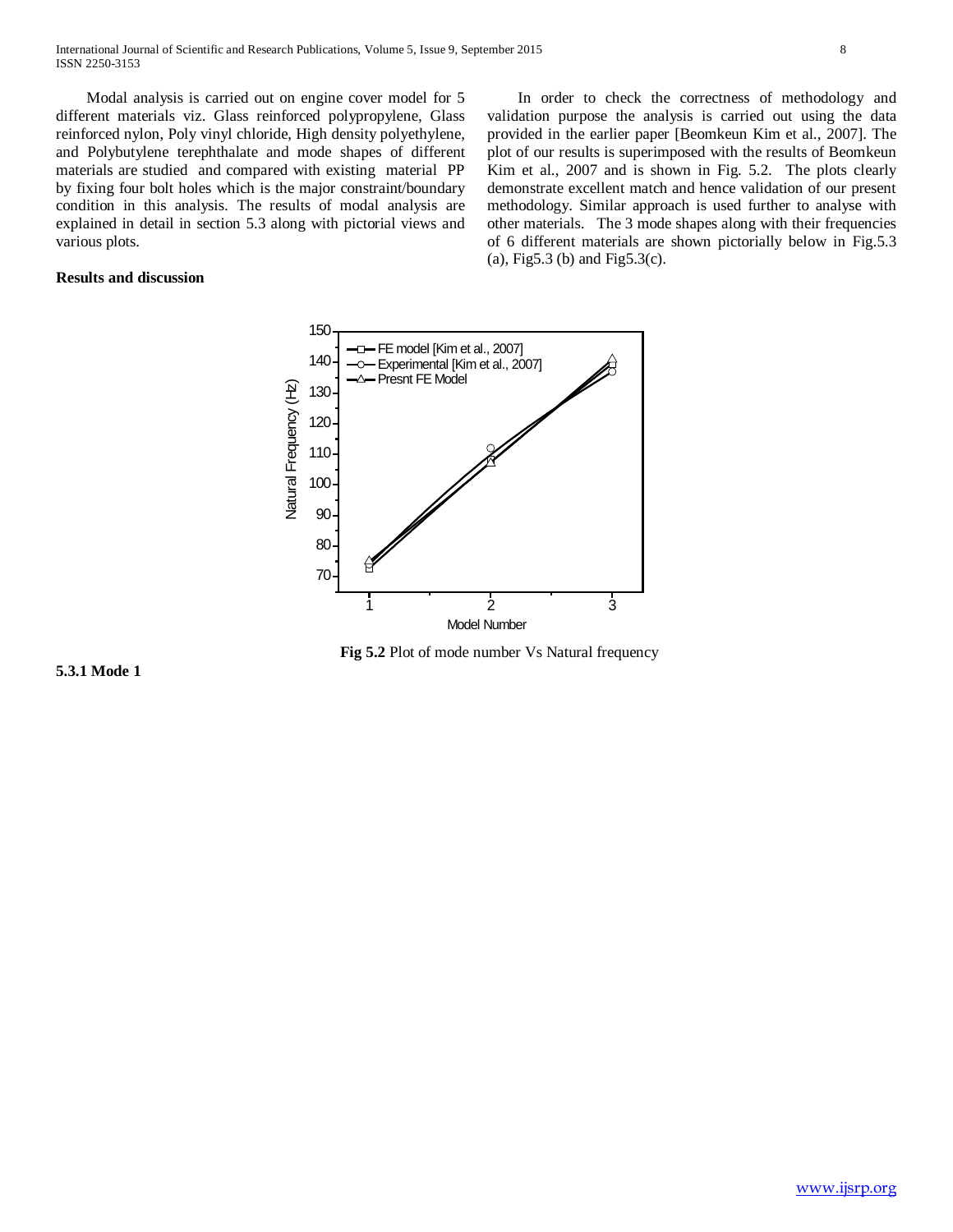Modal analysis is carried out on engine cover model for 5 different materials viz. Glass reinforced polypropylene, Glass reinforced nylon, Poly vinyl chloride, High density polyethylene, and Polybutylene terephthalate and mode shapes of different materials are studied and compared with existing material PP by fixing four bolt holes which is the major constraint/boundary condition in this analysis. The results of modal analysis are explained in detail in section 5.3 along with pictorial views and various plots.

**Results and discussion**

In order to check the correctness of methodology and validation purpose the analysis is carried out using the data provided in the earlier paper [Beomkeun Kim et al., 2007]. The plot of our results is superimposed with the results of Beomkeun Kim et al., 2007 and is shown in Fig. 5.2. The plots clearly demonstrate excellent match and hence validation of our present methodology. Similar approach is used further to analyse with other materials. The 3 mode shapes along with their frequencies of 6 different materials are shown pictorially below in Fig.5.3 (a), Fig5.3 (b) and Fig5.3(c).

**Fig 5.2** Plot of mode number Vs Natural frequency

**5.3.1 Mode 1**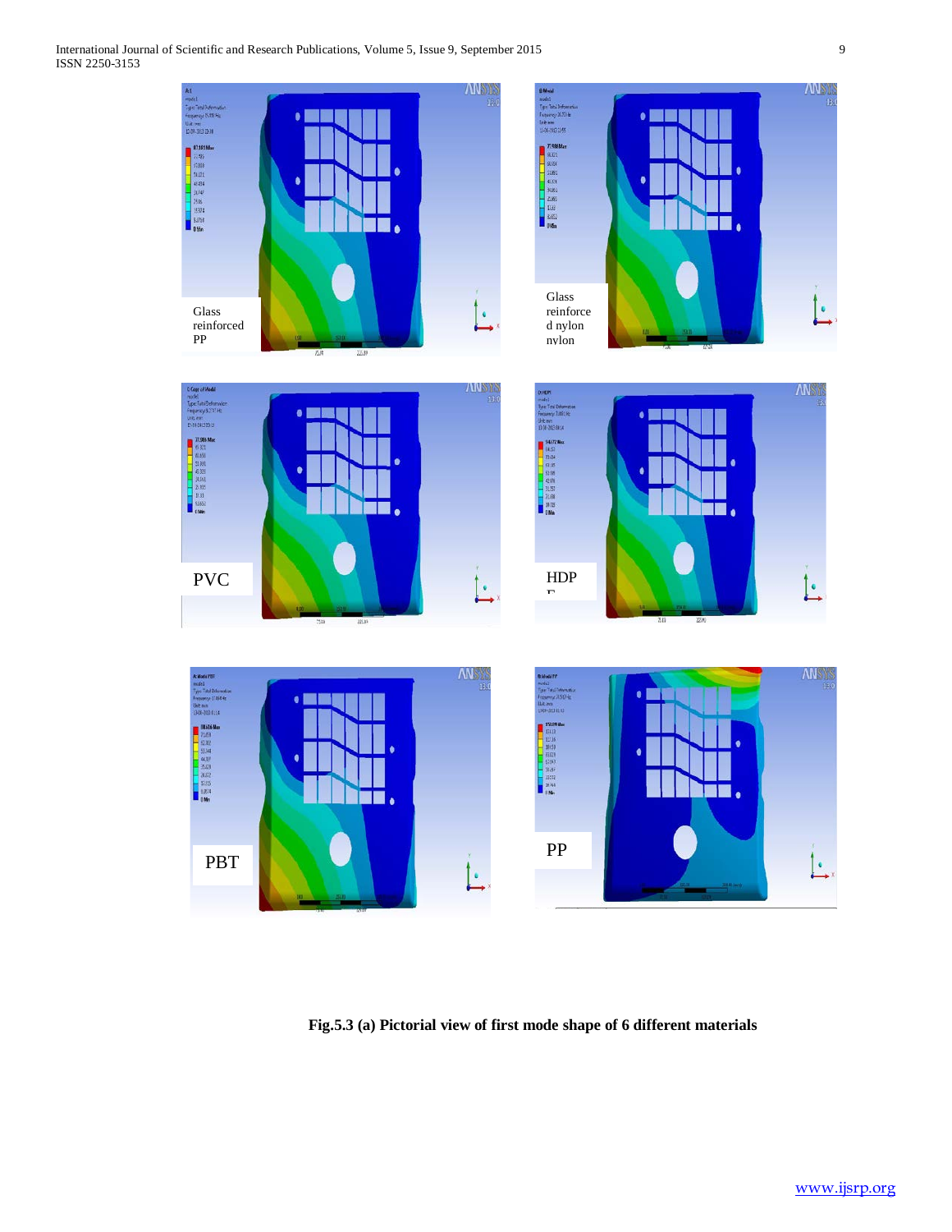Glass reinforced PP

Glass reinforce d nylon nylon

PVC

HDP E

PBT

PP

**Fig.5.3 (a) Pictorial view of first mode shape of 6 different materials**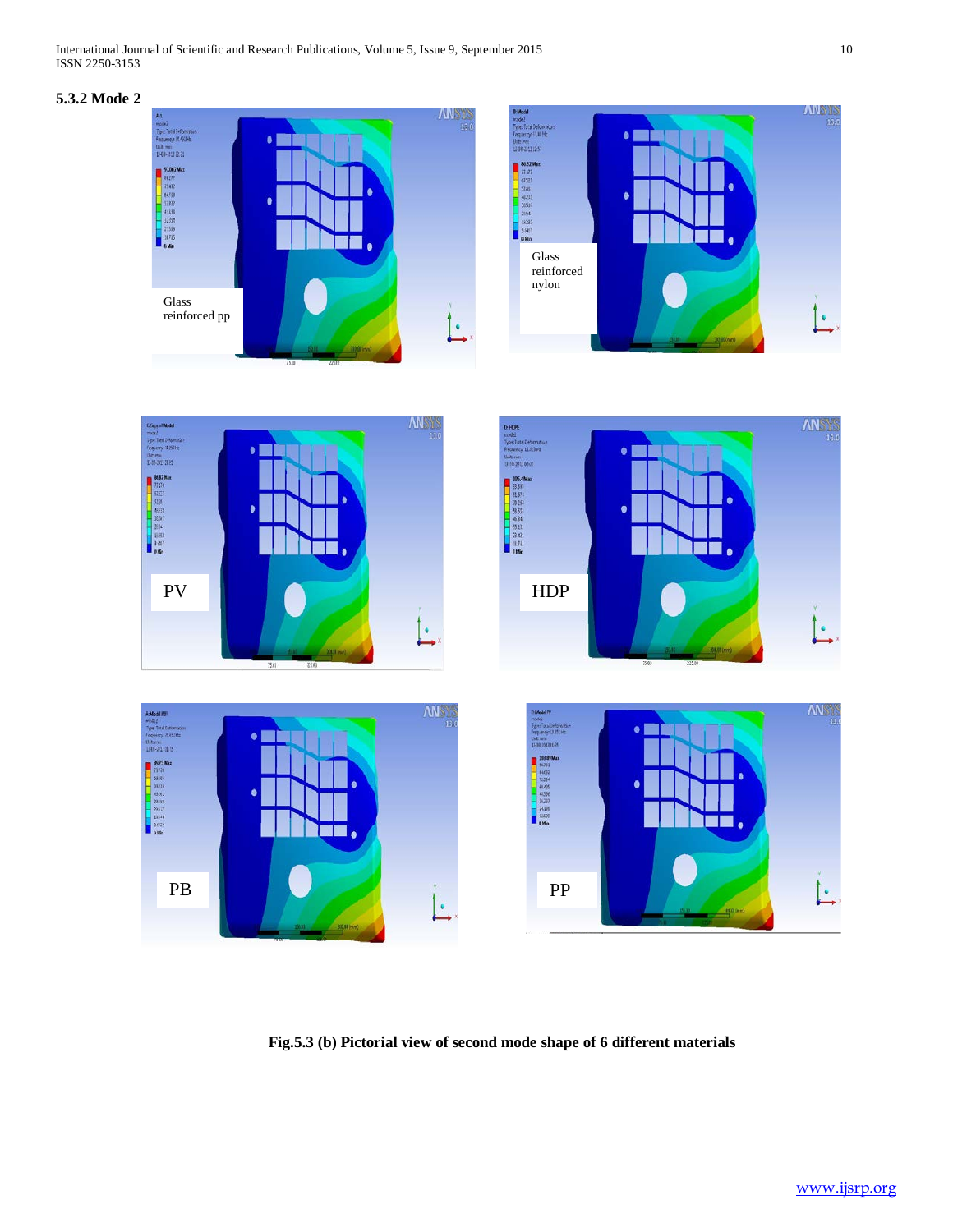### 5.3.2 Mode 2

Glass reinforced pp

Glass reinforced nylon

PV

HDP

PB

PP

**Fig.5.3 (b) Pictorial view of second mode shape of 6 different materials**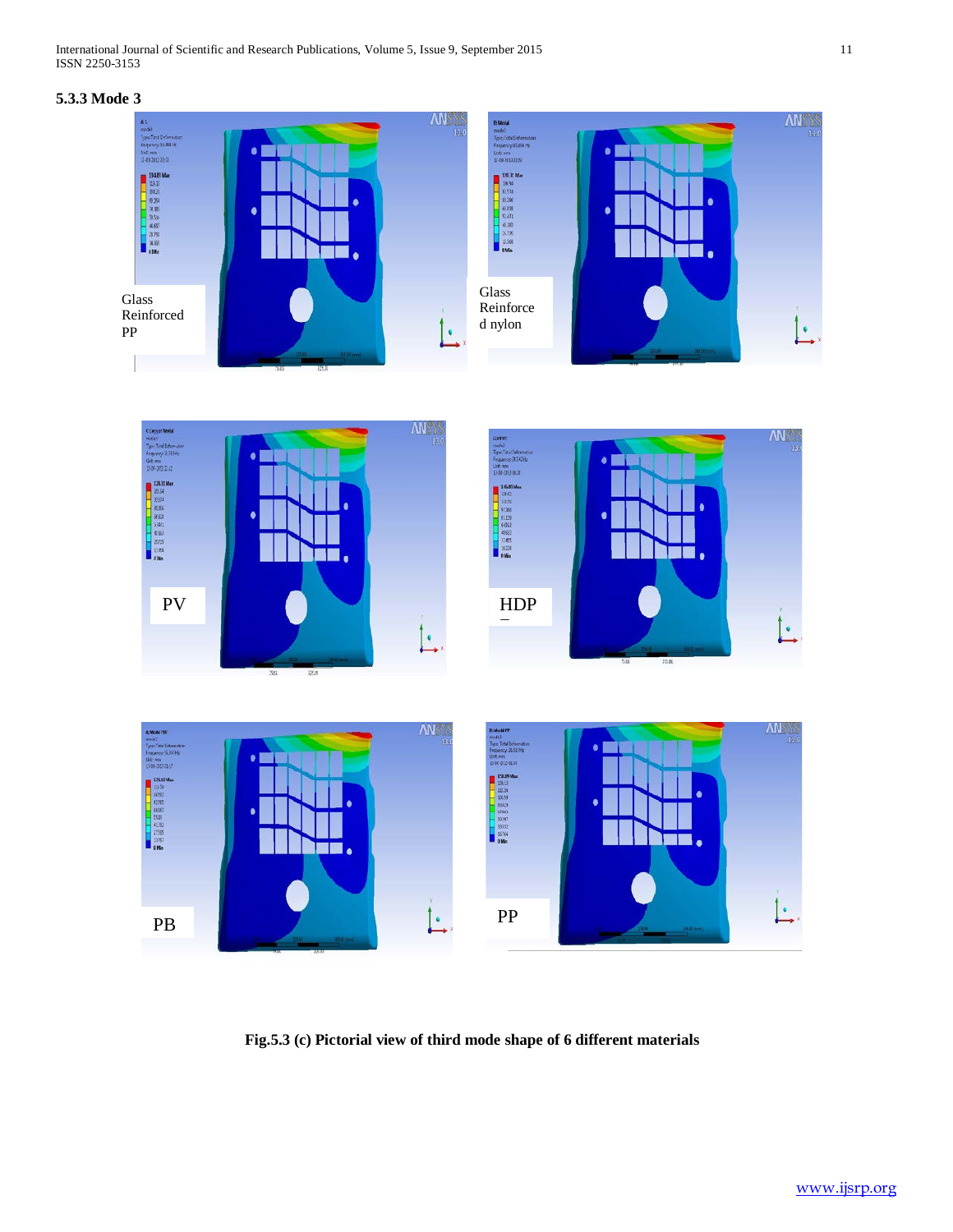### 5.3.3 Mode 3

Glass Reinforced PP

Glass Reinforce d nylon

PV

HDP

PB

PP

**Fig.5.3 (c) Pictorial view of third mode shape of 6 different materials**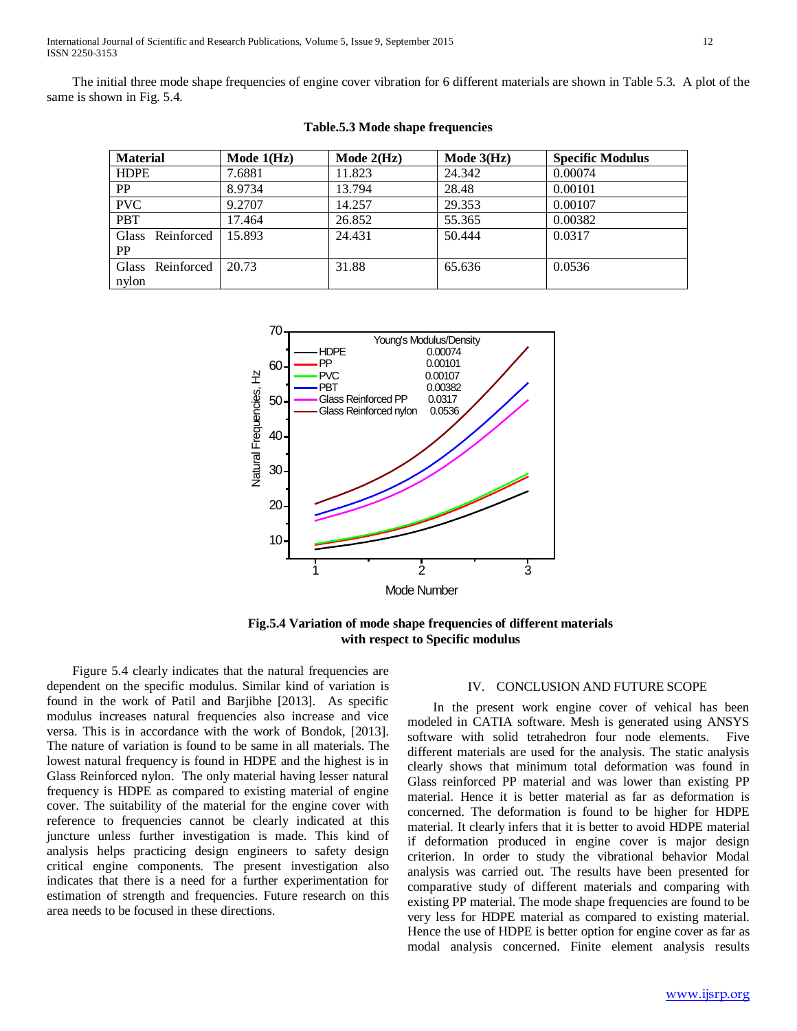The initial three mode shape frequencies of engine cover vibration for 6 different materials are shown in Table 5.3. A plot of the same is shown in Fig. 5.4.

**Table.5.3 Mode shape frequencies**

| Material | Mode 1(Hz) | Mode 2(Hz) | Mode 3(Hz) | Specific Modulus |
|---|---|---|---|---|
| HDPE | 7.6881 | 11.823 | 24.342 | 0.00074 |
| PP | 8.9734 | 13.794 | 28.48 | 0.00101 |
| PVC | 9.2707 | 14.257 | 29.353 | 0.00107 |
| PBT | 17.464 | 26.852 | 55.365 | 0.00382 |
| Glass Reinforced PP | 15.893 | 24.431 | 50.444 | 0.0317 |
| Glass Reinforced nylon | 20.73 | 31.88 | 65.636 | 0.0536 |

**Fig.5.4 Variation of mode shape frequencies of different materials with respect to Specific modulus**

Figure 5.4 clearly indicates that the natural frequencies are dependent on the specific modulus. Similar kind of variation is found in the work of Patil and Barjibhe [2013]. As specific modulus increases natural frequencies also increase and vice versa. This is in accordance with the work of Bondok, [2013]. The nature of variation is found to be same in all materials. The lowest natural frequency is found in HDPE and the highest is in Glass Reinforced nylon. The only material having lesser natural frequency is HDPE as compared to existing material of engine cover. The suitability of the material for the engine cover with reference to frequencies cannot be clearly indicated at this juncture unless further investigation is made. This kind of analysis helps practicing design engineers to safety design critical engine components. The present investigation also indicates that there is a need for a further experimentation for estimation of strength and frequencies. Future research on this area needs to be focused in these directions.

## IV. CONCLUSION AND FUTURE SCOPE

In the present work engine cover of vehical has been modeled in CATIA software. Mesh is generated using ANSYS software with solid tetrahedron four node elements. Five different materials are used for the analysis. The static analysis clearly shows that minimum total deformation was found in Glass reinforced PP material and was lower than existing PP material. Hence it is better material as far as deformation is concerned. The deformation is found to be higher for HDPE material. It clearly infers that it is better to avoid HDPE material if deformation produced in engine cover is major design criterion. In order to study the vibrational behavior Modal analysis was carried out. The results have been presented for comparative study of different materials and comparing with existing PP material. The mode shape frequencies are found to be very less for HDPE material as compared to existing material. Hence the use of HDPE is better option for engine cover as far as modal analysis concerned. Finite element analysis results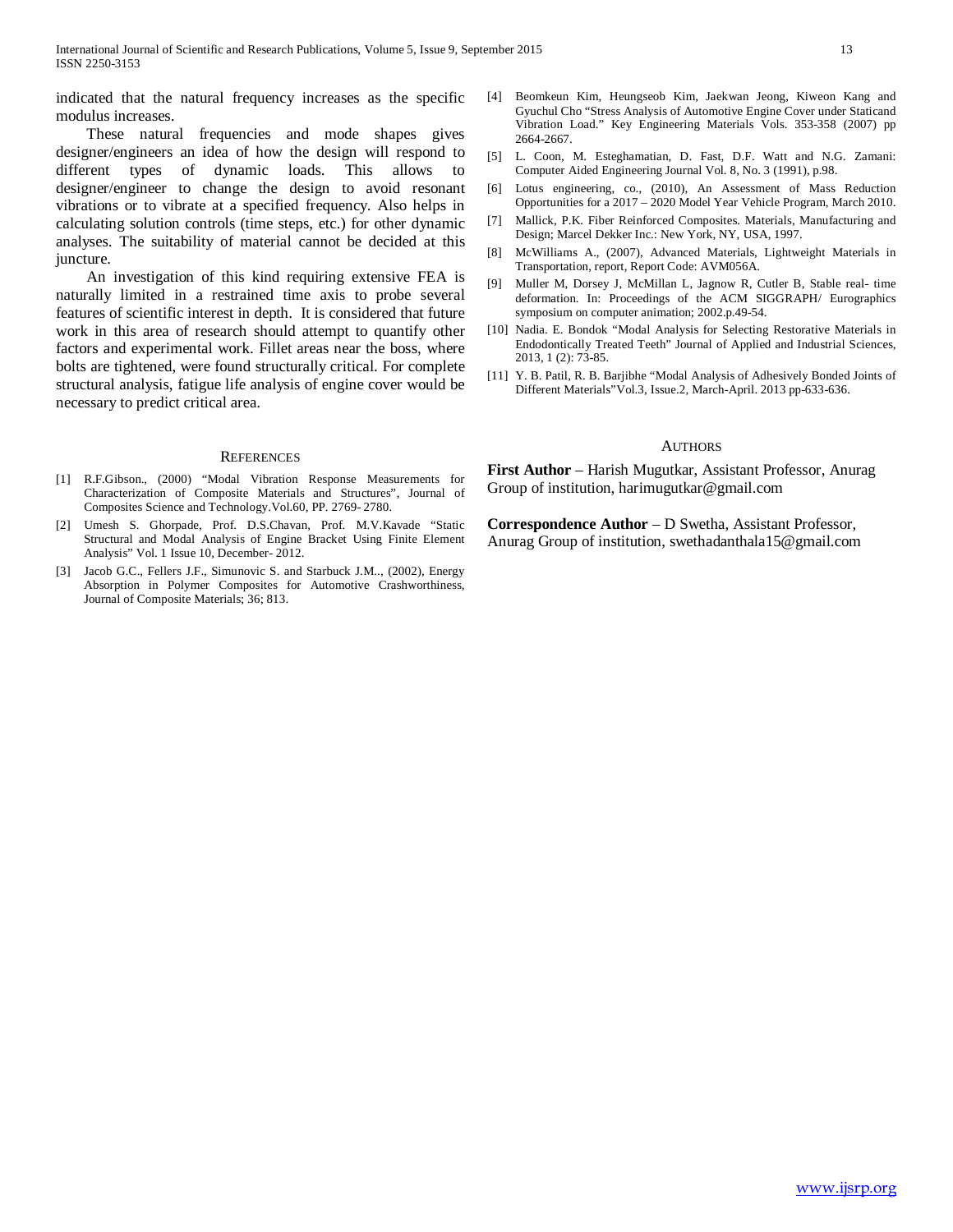indicated that the natural frequency increases as the specific modulus increases.

These natural frequencies and mode shapes gives designer/engineers an idea of how the design will respond to different types of dynamic loads. This allows to designer/engineer to change the design to avoid resonant vibrations or to vibrate at a specified frequency. Also helps in calculating solution controls (time steps, etc.) for other dynamic analyses. The suitability of material cannot be decided at this juncture.

An investigation of this kind requiring extensive FEA is naturally limited in a restrained time axis to probe several features of scientific interest in depth. It is considered that future work in this area of research should attempt to quantify other factors and experimental work. Fillet areas near the boss, where bolts are tightened, were found structurally critical. For complete structural analysis, fatigue life analysis of engine cover would be necessary to predict critical area.

## References

[1] R.F.Gibson., (2000) "Modal Vibration Response Measurements for Characterization of Composite Materials and Structures", Journal of Composites Science and Technology.Vol.60, PP. 2769- 2780.

[2] Umesh S. Ghorpade, Prof. D.S.Chavan, Prof. M.V.Kavade "Static Structural and Modal Analysis of Engine Bracket Using Finite Element Analysis" Vol. 1 Issue 10, December- 2012.

[3] Jacob G.C., Fellers J.F., Simunovic S. and Starbuck J.M.., (2002), Energy Absorption in Polymer Composites for Automotive Crashworthiness, Journal of Composite Materials; 36; 813.

[4] Beomkeun Kim, Heungseob Kim, Jaekwan Jeong, Kiweon Kang and Gyuchul Cho "Stress Analysis of Automotive Engine Cover under Staticand Vibration Load." Key Engineering Materials Vols. 353-358 (2007) pp 2664-2667.

[5] L. Coon, M. Esteghamatian, D. Fast, D.F. Watt and N.G. Zamani: Computer Aided Engineering Journal Vol. 8, No. 3 (1991), p.98.

[6] Lotus engineering, co., (2010), An Assessment of Mass Reduction Opportunities for a 2017 – 2020 Model Year Vehicle Program, March 2010.

[7] Mallick, P.K. Fiber Reinforced Composites. Materials, Manufacturing and Design; Marcel Dekker Inc.: New York, NY, USA, 1997.

[8] McWilliams A., (2007), Advanced Materials, Lightweight Materials in Transportation, report, Report Code: AVM056A.

[9] Muller M, Dorsey J, McMillan L, Jagnow R, Cutler B, Stable real- time deformation. In: Proceedings of the ACM SIGGRAPH/ Eurographics symposium on computer animation; 2002.p.49-54.

[10] Nadia. E. Bondok "Modal Analysis for Selecting Restorative Materials in Endodontically Treated Teeth" Journal of Applied and Industrial Sciences, 2013, 1 (2): 73-85.

[11] Y. B. Patil, R. B. Barjibhe "Modal Analysis of Adhesively Bonded Joints of Different Materials"Vol.3, Issue.2, March-April. 2013 pp-633-636.

## Authors

**First Author** – Harish Mugutkar, Assistant Professor, Anurag Group of institution, harimugutkar@gmail.com

**Correspondence Author** – D Swetha, Assistant Professor, Anurag Group of institution, swethadanthala15@gmail.com